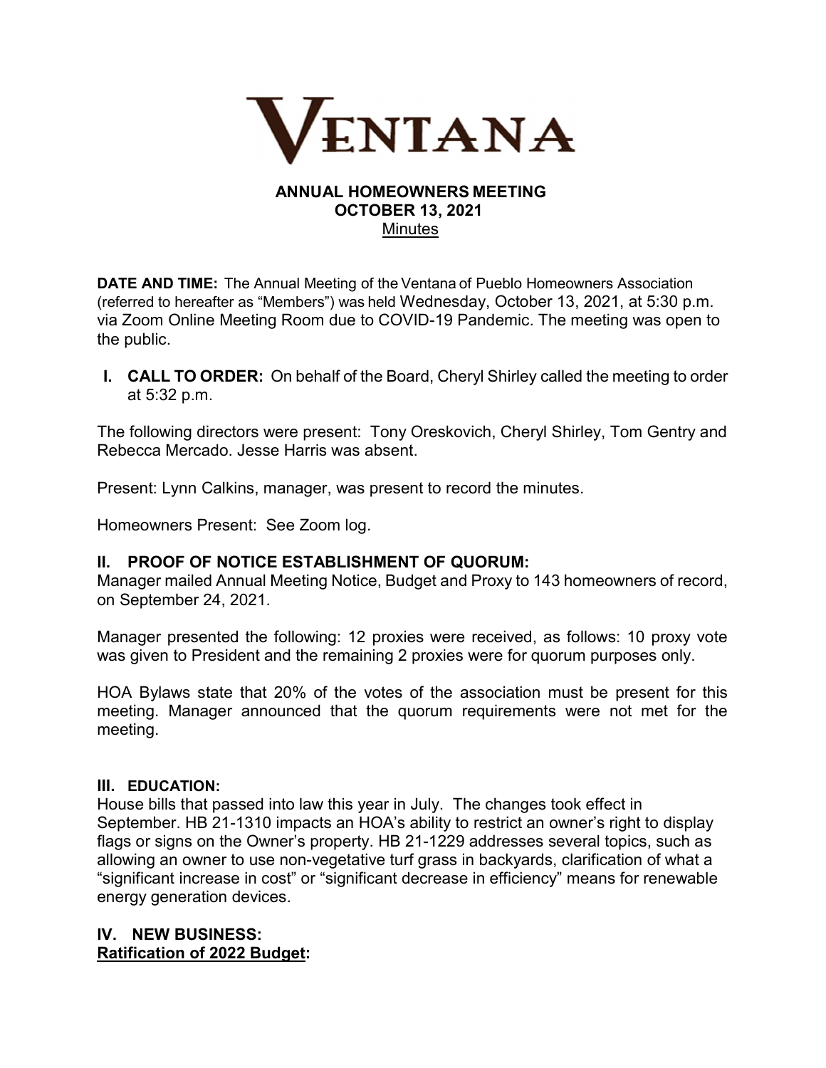# VENTANA

## ANNUAL HOMEOWNERS MEETING
## OCTOBER 13, 2021
Minutes

**DATE AND TIME:** The Annual Meeting of the Ventana of Pueblo Homeowners Association (referred to hereafter as "Members") was held Wednesday, October 13, 2021, at 5:30 p.m. via Zoom Online Meeting Room due to COVID-19 Pandemic. The meeting was open to the public.

**I. CALL TO ORDER:** On behalf of the Board, Cheryl Shirley called the meeting to order at 5:32 p.m.

The following directors were present: Tony Oreskovich, Cheryl Shirley, Tom Gentry and Rebecca Mercado. Jesse Harris was absent.

Present: Lynn Calkins, manager, was present to record the minutes.

Homeowners Present: See Zoom log.

### II. PROOF OF NOTICE ESTABLISHMENT OF QUORUM:

Manager mailed Annual Meeting Notice, Budget and Proxy to 143 homeowners of record, on September 24, 2021.

Manager presented the following: 12 proxies were received, as follows: 10 proxy vote was given to President and the remaining 2 proxies were for quorum purposes only.

HOA Bylaws state that 20% of the votes of the association must be present for this meeting. Manager announced that the quorum requirements were not met for the meeting.

### III. EDUCATION:

House bills that passed into law this year in July. The changes took effect in September. HB 21-1310 impacts an HOA's ability to restrict an owner's right to display flags or signs on the Owner's property. HB 21-1229 addresses several topics, such as allowing an owner to use non-vegetative turf grass in backyards, clarification of what a "significant increase in cost" or "significant decrease in efficiency" means for renewable energy generation devices.

### IV. NEW BUSINESS:

**Ratification of 2022 Budget:**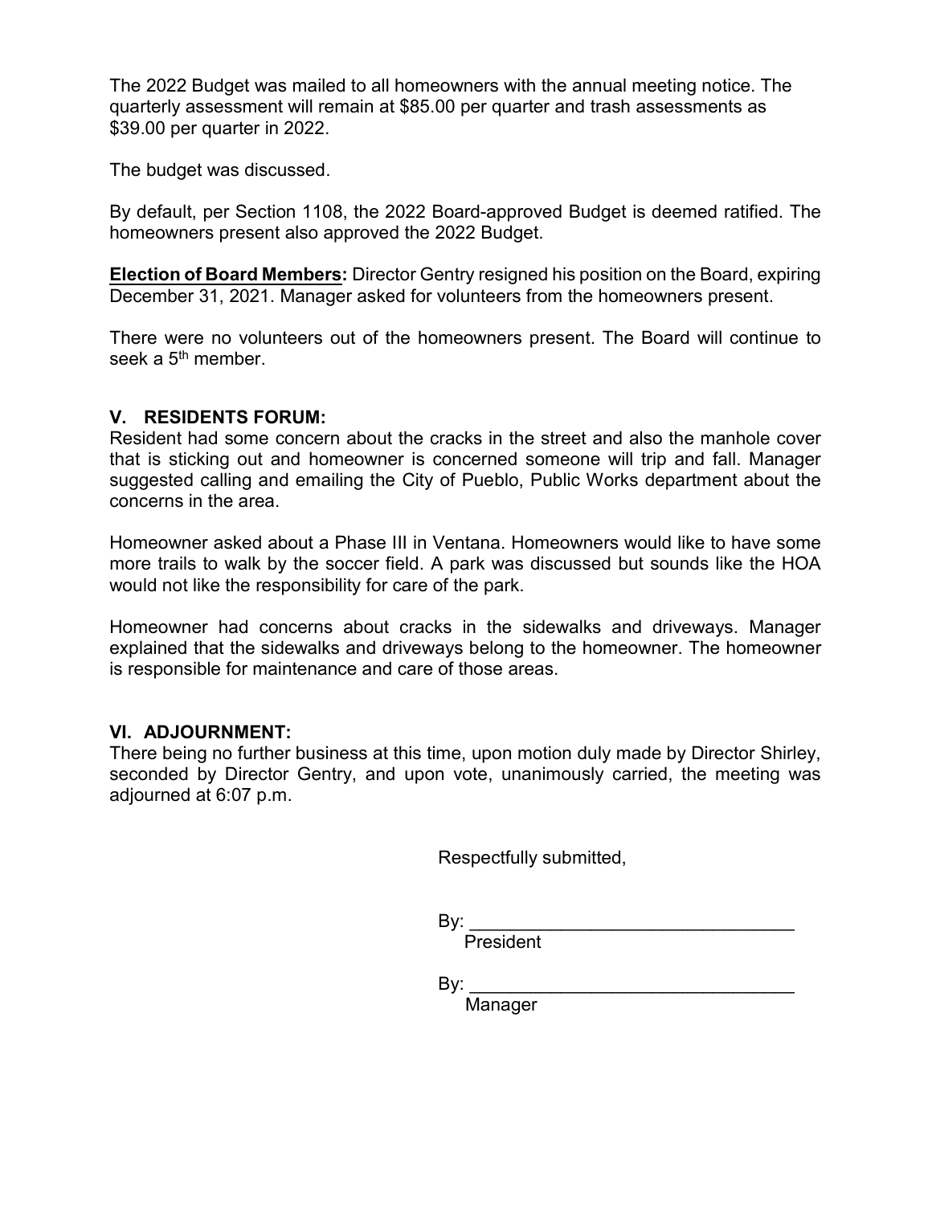The 2022 Budget was mailed to all homeowners with the annual meeting notice. The quarterly assessment will remain at $85.00 per quarter and trash assessments as $39.00 per quarter in 2022.

The budget was discussed.

By default, per Section 1108, the 2022 Board-approved Budget is deemed ratified. The homeowners present also approved the 2022 Budget.

**Election of Board Members:** Director Gentry resigned his position on the Board, expiring December 31, 2021. Manager asked for volunteers from the homeowners present.

There were no volunteers out of the homeowners present. The Board will continue to seek a 5th member.

## V. RESIDENTS FORUM:

Resident had some concern about the cracks in the street and also the manhole cover that is sticking out and homeowner is concerned someone will trip and fall. Manager suggested calling and emailing the City of Pueblo, Public Works department about the concerns in the area.

Homeowner asked about a Phase III in Ventana. Homeowners would like to have some more trails to walk by the soccer field. A park was discussed but sounds like the HOA would not like the responsibility for care of the park.

Homeowner had concerns about cracks in the sidewalks and driveways. Manager explained that the sidewalks and driveways belong to the homeowner. The homeowner is responsible for maintenance and care of those areas.

## VI. ADJOURNMENT:

There being no further business at this time, upon motion duly made by Director Shirley, seconded by Director Gentry, and upon vote, unanimously carried, the meeting was adjourned at 6:07 p.m.

Respectfully submitted,

By: \_\_\_\_\_\_\_\_\_\_\_\_\_\_\_\_\_\_\_\_\_\_\_\_\_\_\_\_\_\_\_\_
President

By: \_\_\_\_\_\_\_\_\_\_\_\_\_\_\_\_\_\_\_\_\_\_\_\_\_\_\_\_\_\_\_\_
Manager